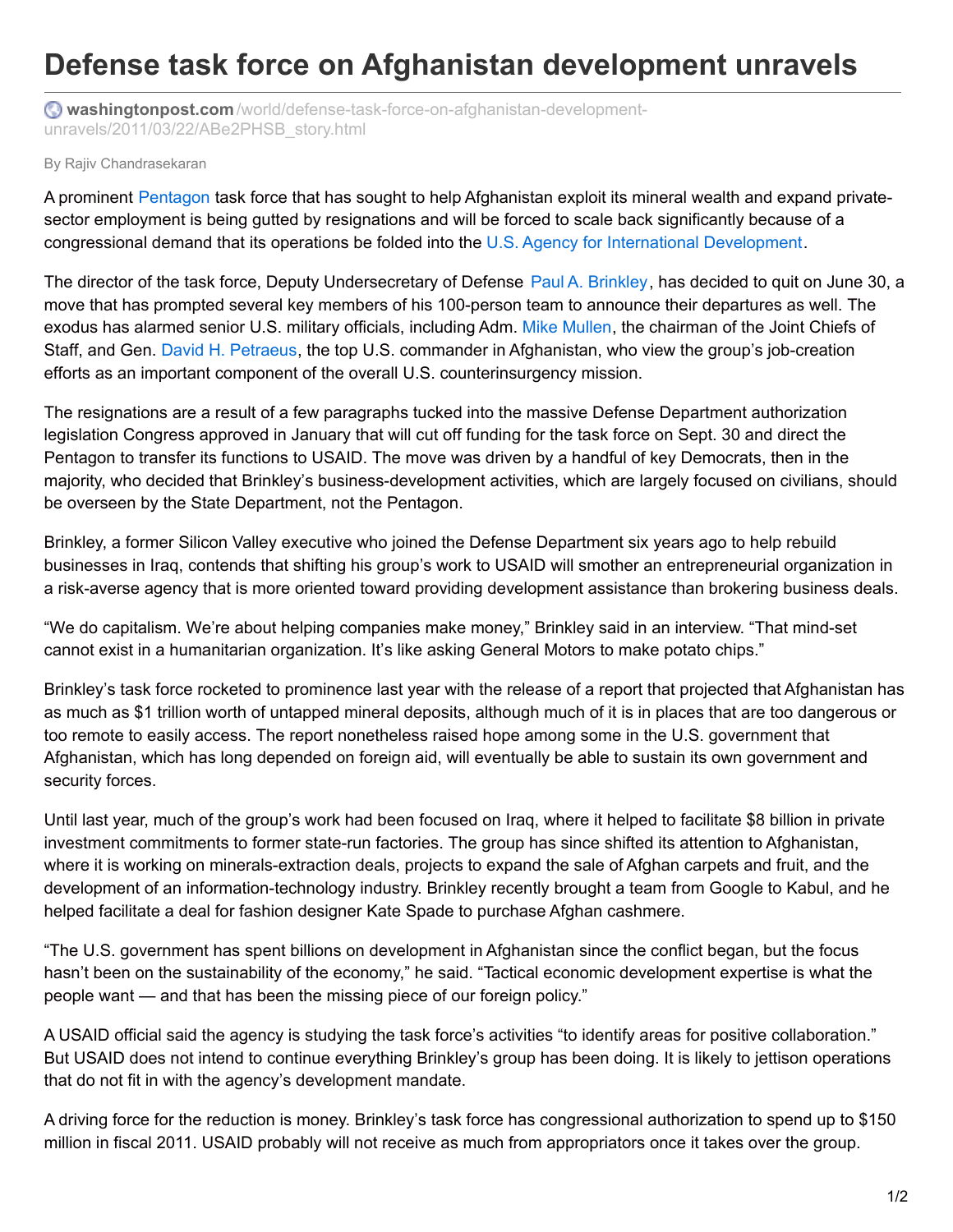# Defense task force on Afghanistan development unravels

washingtonpost.com/world/defense-task-force-on-afghanistan-development-unravels/2011/03/22/ABe2PHSB_story.html

By Rajiv Chandrasekaran

A prominent Pentagon task force that has sought to help Afghanistan exploit its mineral wealth and expand private-sector employment is being gutted by resignations and will be forced to scale back significantly because of a congressional demand that its operations be folded into the U.S. Agency for International Development.

The director of the task force, Deputy Undersecretary of Defense Paul A. Brinkley, has decided to quit on June 30, a move that has prompted several key members of his 100-person team to announce their departures as well. The exodus has alarmed senior U.S. military officials, including Adm. Mike Mullen, the chairman of the Joint Chiefs of Staff, and Gen. David H. Petraeus, the top U.S. commander in Afghanistan, who view the group's job-creation efforts as an important component of the overall U.S. counterinsurgency mission.

The resignations are a result of a few paragraphs tucked into the massive Defense Department authorization legislation Congress approved in January that will cut off funding for the task force on Sept. 30 and direct the Pentagon to transfer its functions to USAID. The move was driven by a handful of key Democrats, then in the majority, who decided that Brinkley's business-development activities, which are largely focused on civilians, should be overseen by the State Department, not the Pentagon.

Brinkley, a former Silicon Valley executive who joined the Defense Department six years ago to help rebuild businesses in Iraq, contends that shifting his group's work to USAID will smother an entrepreneurial organization in a risk-averse agency that is more oriented toward providing development assistance than brokering business deals.

"We do capitalism. We're about helping companies make money," Brinkley said in an interview. "That mind-set cannot exist in a humanitarian organization. It's like asking General Motors to make potato chips."

Brinkley's task force rocketed to prominence last year with the release of a report that projected that Afghanistan has as much as $1 trillion worth of untapped mineral deposits, although much of it is in places that are too dangerous or too remote to easily access. The report nonetheless raised hope among some in the U.S. government that Afghanistan, which has long depended on foreign aid, will eventually be able to sustain its own government and security forces.

Until last year, much of the group's work had been focused on Iraq, where it helped to facilitate $8 billion in private investment commitments to former state-run factories. The group has since shifted its attention to Afghanistan, where it is working on minerals-extraction deals, projects to expand the sale of Afghan carpets and fruit, and the development of an information-technology industry. Brinkley recently brought a team from Google to Kabul, and he helped facilitate a deal for fashion designer Kate Spade to purchase Afghan cashmere.

"The U.S. government has spent billions on development in Afghanistan since the conflict began, but the focus hasn't been on the sustainability of the economy," he said. "Tactical economic development expertise is what the people want — and that has been the missing piece of our foreign policy."

A USAID official said the agency is studying the task force's activities "to identify areas for positive collaboration." But USAID does not intend to continue everything Brinkley's group has been doing. It is likely to jettison operations that do not fit in with the agency's development mandate.

A driving force for the reduction is money. Brinkley's task force has congressional authorization to spend up to $150 million in fiscal 2011. USAID probably will not receive as much from appropriators once it takes over the group.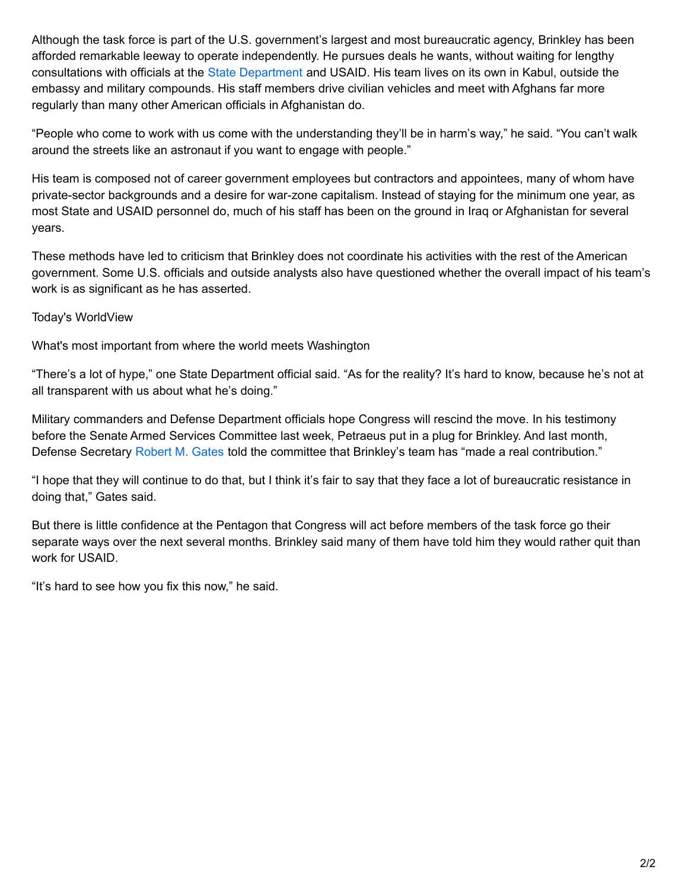Although the task force is part of the U.S. government's largest and most bureaucratic agency, Brinkley has been afforded remarkable leeway to operate independently. He pursues deals he wants, without waiting for lengthy consultations with officials at the State Department and USAID. His team lives on its own in Kabul, outside the embassy and military compounds. His staff members drive civilian vehicles and meet with Afghans far more regularly than many other American officials in Afghanistan do.

"People who come to work with us come with the understanding they'll be in harm's way," he said. "You can't walk around the streets like an astronaut if you want to engage with people."

His team is composed not of career government employees but contractors and appointees, many of whom have private-sector backgrounds and a desire for war-zone capitalism. Instead of staying for the minimum one year, as most State and USAID personnel do, much of his staff has been on the ground in Iraq or Afghanistan for several years.

These methods have led to criticism that Brinkley does not coordinate his activities with the rest of the American government. Some U.S. officials and outside analysts also have questioned whether the overall impact of his team's work is as significant as he has asserted.

Today's WorldView

What's most important from where the world meets Washington

"There's a lot of hype," one State Department official said. "As for the reality? It's hard to know, because he's not at all transparent with us about what he's doing."

Military commanders and Defense Department officials hope Congress will rescind the move. In his testimony before the Senate Armed Services Committee last week, Petraeus put in a plug for Brinkley. And last month, Defense Secretary Robert M. Gates told the committee that Brinkley's team has "made a real contribution."

"I hope that they will continue to do that, but I think it's fair to say that they face a lot of bureaucratic resistance in doing that," Gates said.

But there is little confidence at the Pentagon that Congress will act before members of the task force go their separate ways over the next several months. Brinkley said many of them have told him they would rather quit than work for USAID.

"It's hard to see how you fix this now," he said.